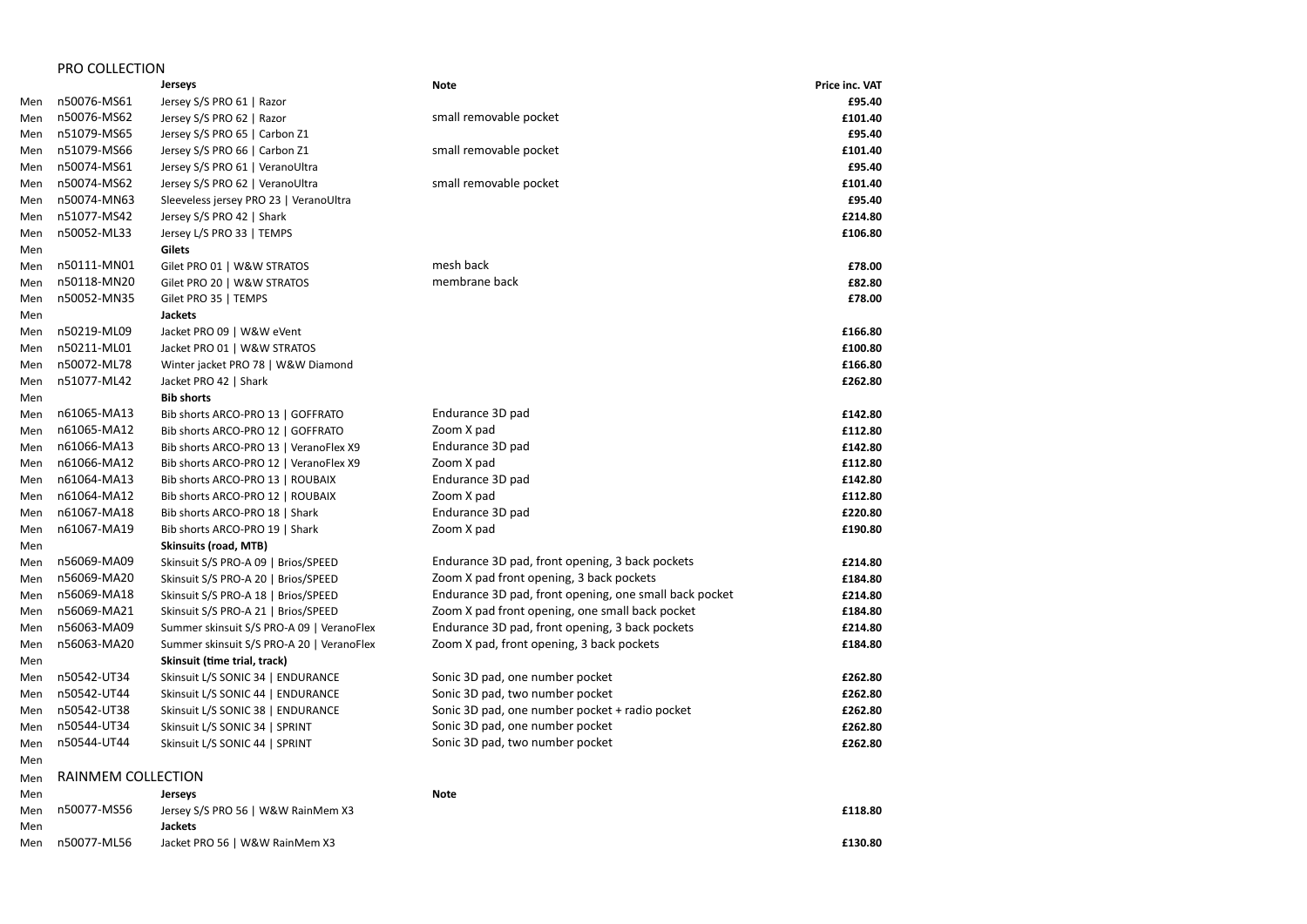## PRO COLLECTION

| | | Jerseys | Note | Price inc. VAT |
|---|---|---|---|---|
| Men | n50076-MS61 | Jersey S/S PRO 61 \| Razor | | £95.40 |
| Men | n50076-MS62 | Jersey S/S PRO 62 \| Razor | small removable pocket | £101.40 |
| Men | n51079-MS65 | Jersey S/S PRO 65 \| Carbon Z1 | | £95.40 |
| Men | n51079-MS66 | Jersey S/S PRO 66 \| Carbon Z1 | small removable pocket | £101.40 |
| Men | n50074-MS61 | Jersey S/S PRO 61 \| VeranoUltra | | £95.40 |
| Men | n50074-MS62 | Jersey S/S PRO 62 \| VeranoUltra | small removable pocket | £101.40 |
| Men | n50074-MN63 | Sleeveless jersey PRO 23 \| VeranoUltra | | £95.40 |
| Men | n51077-MS42 | Jersey S/S PRO 42 \| Shark | | £214.80 |
| Men | n50052-ML33 | Jersey L/S PRO 33 \| TEMPS | | £106.80 |
| Men | | **Gilets** | | |
| Men | n50111-MN01 | Gilet PRO 01 \| W&W STRATOS | mesh back | £78.00 |
| Men | n50118-MN20 | Gilet PRO 20 \| W&W STRATOS | membrane back | £82.80 |
| Men | n50052-MN35 | Gilet PRO 35 \| TEMPS | | £78.00 |
| Men | | **Jackets** | | |
| Men | n50219-ML09 | Jacket PRO 09 \| W&W eVent | | £166.80 |
| Men | n50211-ML01 | Jacket PRO 01 \| W&W STRATOS | | £100.80 |
| Men | n50072-ML78 | Winter jacket PRO 78 \| W&W Diamond | | £166.80 |
| Men | n51077-ML42 | Jacket PRO 42 \| Shark | | £262.80 |
| Men | | **Bib shorts** | | |
| Men | n61065-MA13 | Bib shorts ARCO-PRO 13 \| GOFFRATO | Endurance 3D pad | £142.80 |
| Men | n61065-MA12 | Bib shorts ARCO-PRO 12 \| GOFFRATO | Zoom X pad | £112.80 |
| Men | n61066-MA13 | Bib shorts ARCO-PRO 13 \| VeranoFlex X9 | Endurance 3D pad | £142.80 |
| Men | n61066-MA12 | Bib shorts ARCO-PRO 12 \| VeranoFlex X9 | Zoom X pad | £112.80 |
| Men | n61064-MA13 | Bib shorts ARCO-PRO 13 \| ROUBAIX | Endurance 3D pad | £142.80 |
| Men | n61064-MA12 | Bib shorts ARCO-PRO 12 \| ROUBAIX | Zoom X pad | £112.80 |
| Men | n61067-MA18 | Bib shorts ARCO-PRO 18 \| Shark | Endurance 3D pad | £220.80 |
| Men | n61067-MA19 | Bib shorts ARCO-PRO 19 \| Shark | Zoom X pad | £190.80 |
| Men | | **Skinsuits (road, MTB)** | | |
| Men | n56069-MA09 | Skinsuit S/S PRO-A 09 \| Brios/SPEED | Endurance 3D pad, front opening, 3 back pockets | £214.80 |
| Men | n56069-MA20 | Skinsuit S/S PRO-A 20 \| Brios/SPEED | Zoom X pad front opening, 3 back pockets | £184.80 |
| Men | n56069-MA18 | Skinsuit S/S PRO-A 18 \| Brios/SPEED | Endurance 3D pad, front opening, one small back pocket | £214.80 |
| Men | n56069-MA21 | Skinsuit S/S PRO-A 21 \| Brios/SPEED | Zoom X pad front opening, one small back pocket | £184.80 |
| Men | n56063-MA09 | Summer skinsuit S/S PRO-A 09 \| VeranoFlex | Endurance 3D pad, front opening, 3 back pockets | £214.80 |
| Men | n56063-MA20 | Summer skinsuit S/S PRO-A 20 \| VeranoFlex | Zoom X pad, front opening, 3 back pockets | £184.80 |
| Men | | **Skinsuit (time trial, track)** | | |
| Men | n50542-UT34 | Skinsuit L/S SONIC 34 \| ENDURANCE | Sonic 3D pad, one number pocket | £262.80 |
| Men | n50542-UT44 | Skinsuit L/S SONIC 44 \| ENDURANCE | Sonic 3D pad, two number pocket | £262.80 |
| Men | n50542-UT38 | Skinsuit L/S SONIC 38 \| ENDURANCE | Sonic 3D pad, one number pocket + radio pocket | £262.80 |
| Men | n50544-UT34 | Skinsuit L/S SONIC 34 \| SPRINT | Sonic 3D pad, one number pocket | £262.80 |
| Men | n50544-UT44 | Skinsuit L/S SONIC 44 \| SPRINT | Sonic 3D pad, two number pocket | £262.80 |
| Men | | | | |

## RAINMEM COLLECTION

| | | Jerseys | Note | |
|---|---|---|---|---|
| Men | n50077-MS56 | Jersey S/S PRO 56 \| W&W RainMem X3 | | £118.80 |
| Men | | **Jackets** | | |
| Men | n50077-ML56 | Jacket PRO 56 \| W&W RainMem X3 | | £130.80 |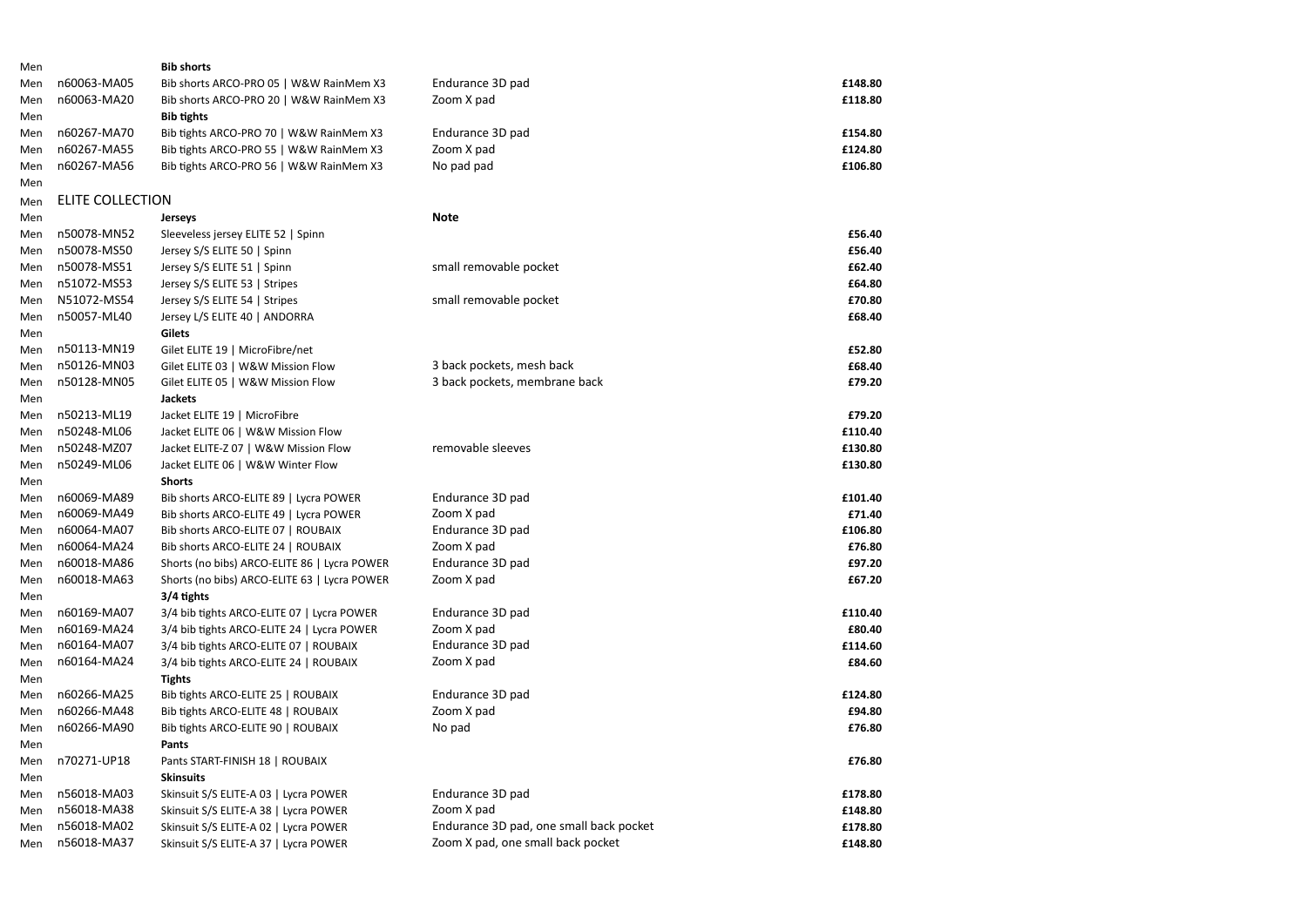| | | | | |
|---|---|---|---|---|
| Men | | **Bib shorts** | | |
| Men | n60063-MA05 | Bib shorts ARCO-PRO 05 \| W&W RainMem X3 | Endurance 3D pad | **£148.80** |
| Men | n60063-MA20 | Bib shorts ARCO-PRO 20 \| W&W RainMem X3 | Zoom X pad | **£118.80** |
| Men | | **Bib tights** | | |
| Men | n60267-MA70 | Bib tights ARCO-PRO 70 \| W&W RainMem X3 | Endurance 3D pad | **£154.80** |
| Men | n60267-MA55 | Bib tights ARCO-PRO 55 \| W&W RainMem X3 | Zoom X pad | **£124.80** |
| Men | n60267-MA56 | Bib tights ARCO-PRO 56 \| W&W RainMem X3 | No pad pad | **£106.80** |
| Men | | | | |
| Men | ELITE COLLECTION | | | |
| Men | | **Jerseys** | **Note** | |
| Men | n50078-MN52 | Sleeveless jersey ELITE 52 \| Spinn | | **£56.40** |
| Men | n50078-MS50 | Jersey S/S ELITE 50 \| Spinn | | **£56.40** |
| Men | n50078-MS51 | Jersey S/S ELITE 51 \| Spinn | small removable pocket | **£62.40** |
| Men | n51072-MS53 | Jersey S/S ELITE 53 \| Stripes | | **£64.80** |
| Men | N51072-MS54 | Jersey S/S ELITE 54 \| Stripes | small removable pocket | **£70.80** |
| Men | n50057-ML40 | Jersey L/S ELITE 40 \| ANDORRA | | **£68.40** |
| Men | | **Gilets** | | |
| Men | n50113-MN19 | Gilet ELITE 19 \| MicroFibre/net | | **£52.80** |
| Men | n50126-MN03 | Gilet ELITE 03 \| W&W Mission Flow | 3 back pockets, mesh back | **£68.40** |
| Men | n50128-MN05 | Gilet ELITE 05 \| W&W Mission Flow | 3 back pockets, membrane back | **£79.20** |
| Men | | **Jackets** | | |
| Men | n50213-ML19 | Jacket ELITE 19 \| MicroFibre | | **£79.20** |
| Men | n50248-ML06 | Jacket ELITE 06 \| W&W Mission Flow | | **£110.40** |
| Men | n50248-MZ07 | Jacket ELITE-Z 07 \| W&W Mission Flow | removable sleeves | **£130.80** |
| Men | n50249-ML06 | Jacket ELITE 06 \| W&W Winter Flow | | **£130.80** |
| Men | | **Shorts** | | |
| Men | n60069-MA89 | Bib shorts ARCO-ELITE 89 \| Lycra POWER | Endurance 3D pad | **£101.40** |
| Men | n60069-MA49 | Bib shorts ARCO-ELITE 49 \| Lycra POWER | Zoom X pad | **£71.40** |
| Men | n60064-MA07 | Bib shorts ARCO-ELITE 07 \| ROUBAIX | Endurance 3D pad | **£106.80** |
| Men | n60064-MA24 | Bib shorts ARCO-ELITE 24 \| ROUBAIX | Zoom X pad | **£76.80** |
| Men | n60018-MA86 | Shorts (no bibs) ARCO-ELITE 86 \| Lycra POWER | Endurance 3D pad | **£97.20** |
| Men | n60018-MA63 | Shorts (no bibs) ARCO-ELITE 63 \| Lycra POWER | Zoom X pad | **£67.20** |
| Men | | **3/4 tights** | | |
| Men | n60169-MA07 | 3/4 bib tights ARCO-ELITE 07 \| Lycra POWER | Endurance 3D pad | **£110.40** |
| Men | n60169-MA24 | 3/4 bib tights ARCO-ELITE 24 \| Lycra POWER | Zoom X pad | **£80.40** |
| Men | n60164-MA07 | 3/4 bib tights ARCO-ELITE 07 \| ROUBAIX | Endurance 3D pad | **£114.60** |
| Men | n60164-MA24 | 3/4 bib tights ARCO-ELITE 24 \| ROUBAIX | Zoom X pad | **£84.60** |
| Men | | **Tights** | | |
| Men | n60266-MA25 | Bib tights ARCO-ELITE 25 \| ROUBAIX | Endurance 3D pad | **£124.80** |
| Men | n60266-MA48 | Bib tights ARCO-ELITE 48 \| ROUBAIX | Zoom X pad | **£94.80** |
| Men | n60266-MA90 | Bib tights ARCO-ELITE 90 \| ROUBAIX | No pad | **£76.80** |
| Men | | **Pants** | | |
| Men | n70271-UP18 | Pants START-FINISH 18 \| ROUBAIX | | **£76.80** |
| Men | | **Skinsuits** | | |
| Men | n56018-MA03 | Skinsuit S/S ELITE-A 03 \| Lycra POWER | Endurance 3D pad | **£178.80** |
| Men | n56018-MA38 | Skinsuit S/S ELITE-A 38 \| Lycra POWER | Zoom X pad | **£148.80** |
| Men | n56018-MA02 | Skinsuit S/S ELITE-A 02 \| Lycra POWER | Endurance 3D pad, one small back pocket | **£178.80** |
| Men | n56018-MA37 | Skinsuit S/S ELITE-A 37 \| Lycra POWER | Zoom X pad, one small back pocket | **£148.80** |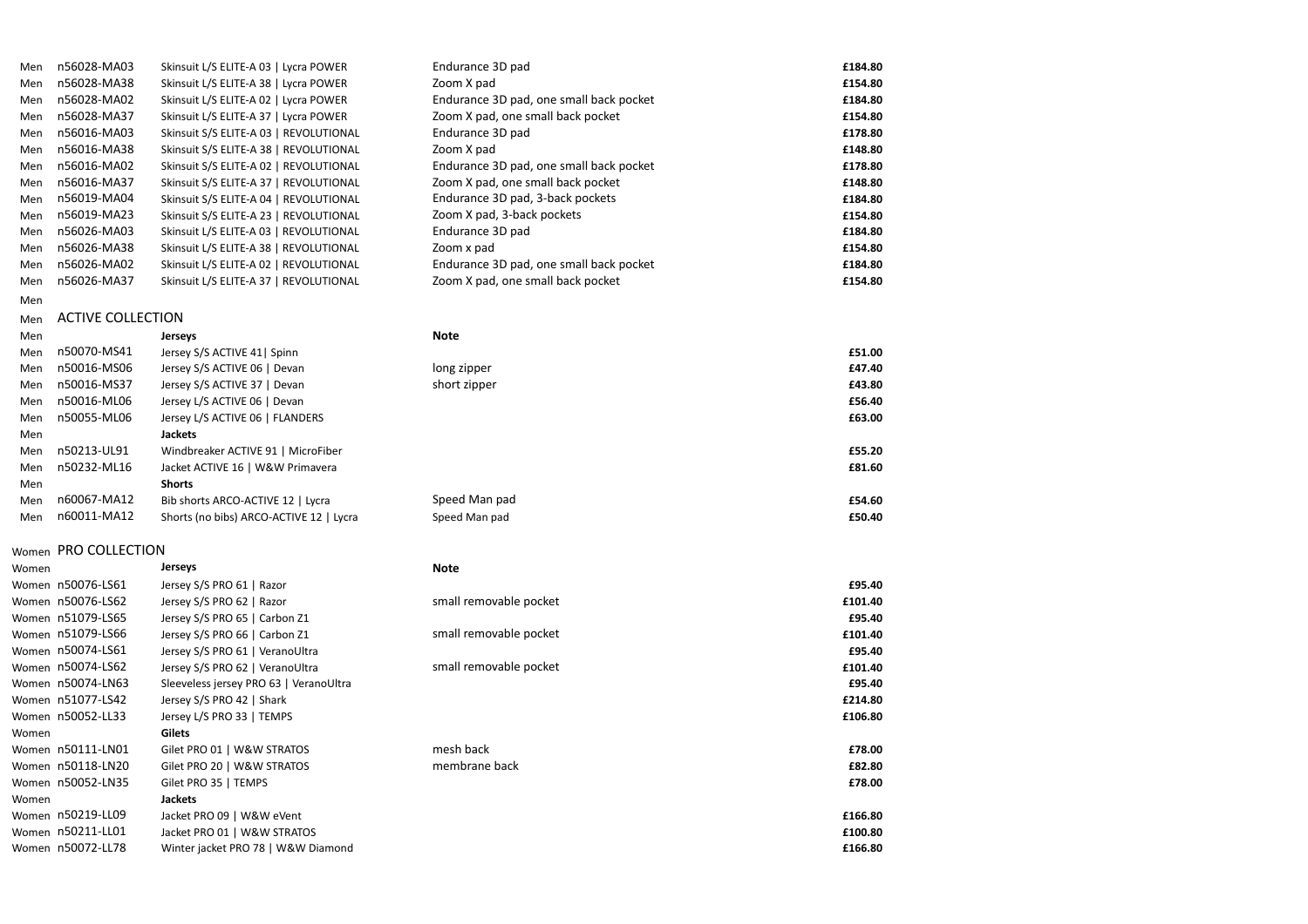| | | | | |
|---|---|---|---|---|
| Men | n56028-MA03 | Skinsuit L/S ELITE-A 03 \| Lycra POWER | Endurance 3D pad | **£184.80** |
| Men | n56028-MA38 | Skinsuit L/S ELITE-A 38 \| Lycra POWER | Zoom X pad | **£154.80** |
| Men | n56028-MA02 | Skinsuit L/S ELITE-A 02 \| Lycra POWER | Endurance 3D pad, one small back pocket | **£184.80** |
| Men | n56028-MA37 | Skinsuit L/S ELITE-A 37 \| Lycra POWER | Zoom X pad, one small back pocket | **£154.80** |
| Men | n56016-MA03 | Skinsuit S/S ELITE-A 03 \| REVOLUTIONAL | Endurance 3D pad | **£178.80** |
| Men | n56016-MA38 | Skinsuit S/S ELITE-A 38 \| REVOLUTIONAL | Zoom X pad | **£148.80** |
| Men | n56016-MA02 | Skinsuit S/S ELITE-A 02 \| REVOLUTIONAL | Endurance 3D pad, one small back pocket | **£178.80** |
| Men | n56016-MA37 | Skinsuit S/S ELITE-A 37 \| REVOLUTIONAL | Zoom X pad, one small back pocket | **£148.80** |
| Men | n56019-MA04 | Skinsuit S/S ELITE-A 04 \| REVOLUTIONAL | Endurance 3D pad, 3-back pockets | **£184.80** |
| Men | n56019-MA23 | Skinsuit S/S ELITE-A 23 \| REVOLUTIONAL | Zoom X pad, 3-back pockets | **£154.80** |
| Men | n56026-MA03 | Skinsuit L/S ELITE-A 03 \| REVOLUTIONAL | Endurance 3D pad | **£184.80** |
| Men | n56026-MA38 | Skinsuit L/S ELITE-A 38 \| REVOLUTIONAL | Zoom x pad | **£154.80** |
| Men | n56026-MA02 | Skinsuit L/S ELITE-A 02 \| REVOLUTIONAL | Endurance 3D pad, one small back pocket | **£184.80** |
| Men | n56026-MA37 | Skinsuit L/S ELITE-A 37 \| REVOLUTIONAL | Zoom X pad, one small back pocket | **£154.80** |
| Men | | | | |
| Men | ACTIVE COLLECTION | | | |
| Men | | **Jerseys** | **Note** | |
| Men | n50070-MS41 | Jersey S/S ACTIVE 41\| Spinn | | **£51.00** |
| Men | n50016-MS06 | Jersey S/S ACTIVE 06 \| Devan | long zipper | **£47.40** |
| Men | n50016-MS37 | Jersey S/S ACTIVE 37 \| Devan | short zipper | **£43.80** |
| Men | n50016-ML06 | Jersey L/S ACTIVE 06 \| Devan | | **£56.40** |
| Men | n50055-ML06 | Jersey L/S ACTIVE 06 \| FLANDERS | | **£63.00** |
| Men | | **Jackets** | | |
| Men | n50213-UL91 | Windbreaker ACTIVE 91 \| MicroFiber | | **£55.20** |
| Men | n50232-ML16 | Jacket ACTIVE 16 \| W&W Primavera | | **£81.60** |
| Men | | **Shorts** | | |
| Men | n60067-MA12 | Bib shorts ARCO-ACTIVE 12 \| Lycra | Speed Man pad | **£54.60** |
| Men | n60011-MA12 | Shorts (no bibs) ARCO-ACTIVE 12 \| Lycra | Speed Man pad | **£50.40** |
| | | | | |
| Women | PRO COLLECTION | | | |
| Women | | **Jerseys** | **Note** | |
| Women | n50076-LS61 | Jersey S/S PRO 61 \| Razor | | **£95.40** |
| Women | n50076-LS62 | Jersey S/S PRO 62 \| Razor | small removable pocket | **£101.40** |
| Women | n51079-LS65 | Jersey S/S PRO 65 \| Carbon Z1 | | **£95.40** |
| Women | n51079-LS66 | Jersey S/S PRO 66 \| Carbon Z1 | small removable pocket | **£101.40** |
| Women | n50074-LS61 | Jersey S/S PRO 61 \| VeranoUltra | | **£95.40** |
| Women | n50074-LS62 | Jersey S/S PRO 62 \| VeranoUltra | small removable pocket | **£101.40** |
| Women | n50074-LN63 | Sleeveless jersey PRO 63 \| VeranoUltra | | **£95.40** |
| Women | n51077-LS42 | Jersey S/S PRO 42 \| Shark | | **£214.80** |
| Women | n50052-LL33 | Jersey L/S PRO 33 \| TEMPS | | **£106.80** |
| Women | | **Gilets** | | |
| Women | n50111-LN01 | Gilet PRO 01 \| W&W STRATOS | mesh back | **£78.00** |
| Women | n50118-LN20 | Gilet PRO 20 \| W&W STRATOS | membrane back | **£82.80** |
| Women | n50052-LN35 | Gilet PRO 35 \| TEMPS | | **£78.00** |
| Women | | **Jackets** | | |
| Women | n50219-LL09 | Jacket PRO 09 \| W&W eVent | | **£166.80** |
| Women | n50211-LL01 | Jacket PRO 01 \| W&W STRATOS | | **£100.80** |
| Women | n50072-LL78 | Winter jacket PRO 78 \| W&W Diamond | | **£166.80** |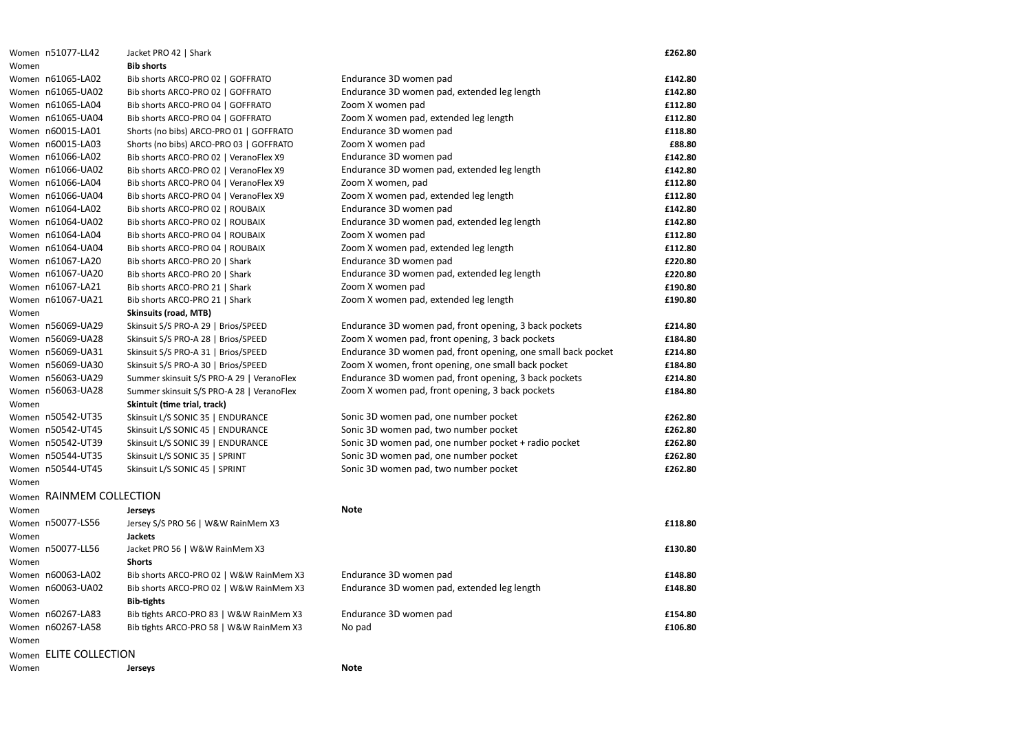| | | | | |
|---|---|---|---|---|
| Women | n51077-LL42 | Jacket PRO 42 \| Shark | | **£262.80** |
| Women | | **Bib shorts** | | |
| Women | n61065-LA02 | Bib shorts ARCO-PRO 02 \| GOFFRATO | Endurance 3D women pad | **£142.80** |
| Women | n61065-UA02 | Bib shorts ARCO-PRO 02 \| GOFFRATO | Endurance 3D women pad, extended leg length | **£142.80** |
| Women | n61065-LA04 | Bib shorts ARCO-PRO 04 \| GOFFRATO | Zoom X women pad | **£112.80** |
| Women | n61065-UA04 | Bib shorts ARCO-PRO 04 \| GOFFRATO | Zoom X women pad, extended leg length | **£112.80** |
| Women | n60015-LA01 | Shorts (no bibs) ARCO-PRO 01 \| GOFFRATO | Endurance 3D women pad | **£118.80** |
| Women | n60015-LA03 | Shorts (no bibs) ARCO-PRO 03 \| GOFFRATO | Zoom X women pad | **£88.80** |
| Women | n61066-LA02 | Bib shorts ARCO-PRO 02 \| VeranoFlex X9 | Endurance 3D women pad | **£142.80** |
| Women | n61066-UA02 | Bib shorts ARCO-PRO 02 \| VeranoFlex X9 | Endurance 3D women pad, extended leg length | **£142.80** |
| Women | n61066-LA04 | Bib shorts ARCO-PRO 04 \| VeranoFlex X9 | Zoom X women, pad | **£112.80** |
| Women | n61066-UA04 | Bib shorts ARCO-PRO 04 \| VeranoFlex X9 | Zoom X women pad, extended leg length | **£112.80** |
| Women | n61064-LA02 | Bib shorts ARCO-PRO 02 \| ROUBAIX | Endurance 3D women pad | **£142.80** |
| Women | n61064-UA02 | Bib shorts ARCO-PRO 02 \| ROUBAIX | Endurance 3D women pad, extended leg length | **£142.80** |
| Women | n61064-LA04 | Bib shorts ARCO-PRO 04 \| ROUBAIX | Zoom X women pad | **£112.80** |
| Women | n61064-UA04 | Bib shorts ARCO-PRO 04 \| ROUBAIX | Zoom X women pad, extended leg length | **£112.80** |
| Women | n61067-LA20 | Bib shorts ARCO-PRO 20 \| Shark | Endurance 3D women pad | **£220.80** |
| Women | n61067-UA20 | Bib shorts ARCO-PRO 20 \| Shark | Endurance 3D women pad, extended leg length | **£220.80** |
| Women | n61067-LA21 | Bib shorts ARCO-PRO 21 \| Shark | Zoom X women pad | **£190.80** |
| Women | n61067-UA21 | Bib shorts ARCO-PRO 21 \| Shark | Zoom X women pad, extended leg length | **£190.80** |
| Women | | **Skinsuits (road, MTB)** | | |
| Women | n56069-UA29 | Skinsuit S/S PRO-A 29 \| Brios/SPEED | Endurance 3D women pad, front opening, 3 back pockets | **£214.80** |
| Women | n56069-UA28 | Skinsuit S/S PRO-A 28 \| Brios/SPEED | Zoom X women pad, front opening, 3 back pockets | **£184.80** |
| Women | n56069-UA31 | Skinsuit S/S PRO-A 31 \| Brios/SPEED | Endurance 3D women pad, front opening, one small back pocket | **£214.80** |
| Women | n56069-UA30 | Skinsuit S/S PRO-A 30 \| Brios/SPEED | Zoom X women, front opening, one small back pocket | **£184.80** |
| Women | n56063-UA29 | Summer skinsuit S/S PRO-A 29 \| VeranoFlex | Endurance 3D women pad, front opening, 3 back pockets | **£214.80** |
| Women | n56063-UA28 | Summer skinsuit S/S PRO-A 28 \| VeranoFlex | Zoom X women pad, front opening, 3 back pockets | **£184.80** |
| Women | | **Skintuit (time trial, track)** | | |
| Women | n50542-UT35 | Skinsuit L/S SONIC 35 \| ENDURANCE | Sonic 3D women pad, one number pocket | **£262.80** |
| Women | n50542-UT45 | Skinsuit L/S SONIC 45 \| ENDURANCE | Sonic 3D women pad, two number pocket | **£262.80** |
| Women | n50542-UT39 | Skinsuit L/S SONIC 39 \| ENDURANCE | Sonic 3D women pad, one number pocket + radio pocket | **£262.80** |
| Women | n50544-UT35 | Skinsuit L/S SONIC 35 \| SPRINT | Sonic 3D women pad, one number pocket | **£262.80** |
| Women | n50544-UT45 | Skinsuit L/S SONIC 45 \| SPRINT | Sonic 3D women pad, two number pocket | **£262.80** |
| Women | | | | |
| Women | RAINMEM COLLECTION | | | |
| Women | | **Jerseys** | **Note** | |
| Women | n50077-LS56 | Jersey S/S PRO 56 \| W&W RainMem X3 | | **£118.80** |
| Women | | **Jackets** | | |
| Women | n50077-LL56 | Jacket PRO 56 \| W&W RainMem X3 | | **£130.80** |
| Women | | **Shorts** | | |
| Women | n60063-LA02 | Bib shorts ARCO-PRO 02 \| W&W RainMem X3 | Endurance 3D women pad | **£148.80** |
| Women | n60063-UA02 | Bib shorts ARCO-PRO 02 \| W&W RainMem X3 | Endurance 3D women pad, extended leg length | **£148.80** |
| Women | | **Bib-tights** | | |
| Women | n60267-LA83 | Bib tights ARCO-PRO 83 \| W&W RainMem X3 | Endurance 3D women pad | **£154.80** |
| Women | n60267-LA58 | Bib tights ARCO-PRO 58 \| W&W RainMem X3 | No pad | **£106.80** |
| Women | | | | |
| Women | ELITE COLLECTION | | | |
| Women | | **Jerseys** | **Note** | |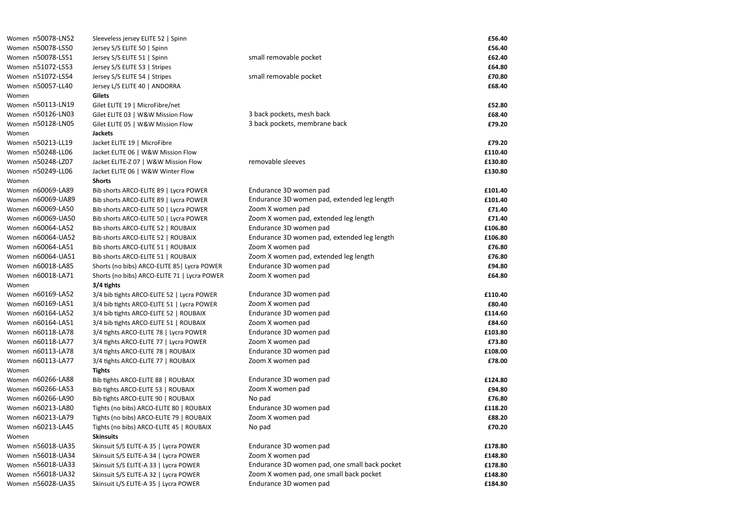| | | | | |
|---|---|---|---|---|
| Women | n50078-LN52 | Sleeveless jersey ELITE 52 \| Spinn | | £56.40 |
| Women | n50078-LS50 | Jersey S/S ELITE 50 \| Spinn | | £56.40 |
| Women | n50078-LS51 | Jersey S/S ELITE 51 \| Spinn | small removable pocket | £62.40 |
| Women | n51072-LS53 | Jersey S/S ELITE 53 \| Stripes | | £64.80 |
| Women | n51072-LS54 | Jersey S/S ELITE 54 \| Stripes | small removable pocket | £70.80 |
| Women | n50057-LL40 | Jersey L/S ELITE 40 \| ANDORRA | | £68.40 |
| Women | | **Gilets** | | |
| Women | n50113-LN19 | Gilet ELITE 19 \| MicroFibre/net | | £52.80 |
| Women | n50126-LN03 | Gilet ELITE 03 \| W&W Mission Flow | 3 back pockets, mesh back | £68.40 |
| Women | n50128-LN05 | Gilet ELITE 05 \| W&W Mission Flow | 3 back pockets, membrane back | £79.20 |
| Women | | **Jackets** | | |
| Women | n50213-LL19 | Jacket ELITE 19 \| MicroFibre | | £79.20 |
| Women | n50248-LL06 | Jacket ELITE 06 \| W&W Mission Flow | | £110.40 |
| Women | n50248-LZ07 | Jacket ELITE-Z 07 \| W&W Mission Flow | removable sleeves | £130.80 |
| Women | n50249-LL06 | Jacket ELITE 06 \| W&W Winter Flow | | £130.80 |
| Women | | **Shorts** | | |
| Women | n60069-LA89 | Bib shorts ARCO-ELITE 89 \| Lycra POWER | Endurance 3D women pad | £101.40 |
| Women | n60069-UA89 | Bib shorts ARCO-ELITE 89 \| Lycra POWER | Endurance 3D women pad, extended leg length | £101.40 |
| Women | n60069-LA50 | Bib shorts ARCO-ELITE 50 \| Lycra POWER | Zoom X women pad | £71.40 |
| Women | n60069-UA50 | Bib shorts ARCO-ELITE 50 \| Lycra POWER | Zoom X women pad, extended leg length | £71.40 |
| Women | n60064-LA52 | Bib shorts ARCO-ELITE 52 \| ROUBAIX | Endurance 3D women pad | £106.80 |
| Women | n60064-UA52 | Bib shorts ARCO-ELITE 52 \| ROUBAIX | Endurance 3D women pad, extended leg length | £106.80 |
| Women | n60064-LA51 | Bib shorts ARCO-ELITE 51 \| ROUBAIX | Zoom X women pad | £76.80 |
| Women | n60064-UA51 | Bib shorts ARCO-ELITE 51 \| ROUBAIX | Zoom X women pad, extended leg length | £76.80 |
| Women | n60018-LA85 | Shorts (no bibs) ARCO-ELITE 85\| Lycra POWER | Endurance 3D women pad | £94.80 |
| Women | n60018-LA71 | Shorts (no bibs) ARCO-ELITE 71 \| Lycra POWER | Zoom X women pad | £64.80 |
| Women | | **3/4 tights** | | |
| Women | n60169-LA52 | 3/4 bib tights ARCO-ELITE 52 \| Lycra POWER | Endurance 3D women pad | £110.40 |
| Women | n60169-LA51 | 3/4 bib tights ARCO-ELITE 51 \| Lycra POWER | Zoom X women pad | £80.40 |
| Women | n60164-LA52 | 3/4 bib tights ARCO-ELITE 52 \| ROUBAIX | Endurance 3D women pad | £114.60 |
| Women | n60164-LA51 | 3/4 bib tights ARCO-ELITE 51 \| ROUBAIX | Zoom X women pad | £84.60 |
| Women | n60118-LA78 | 3/4 tights ARCO-ELITE 78 \| Lycra POWER | Endurance 3D women pad | £103.80 |
| Women | n60118-LA77 | 3/4 tights ARCO-ELITE 77 \| Lycra POWER | Zoom X women pad | £73.80 |
| Women | n60113-LA78 | 3/4 tights ARCO-ELITE 78 \| ROUBAIX | Endurance 3D women pad | £108.00 |
| Women | n60113-LA77 | 3/4 tights ARCO-ELITE 77 \| ROUBAIX | Zoom X women pad | £78.00 |
| Women | | **Tights** | | |
| Women | n60266-LA88 | Bib tights ARCO-ELITE 88 \| ROUBAIX | Endurance 3D women pad | £124.80 |
| Women | n60266-LA53 | Bib tights ARCO-ELITE 53 \| ROUBAIX | Zoom X women pad | £94.80 |
| Women | n60266-LA90 | Bib tights ARCO-ELITE 90 \| ROUBAIX | No pad | £76.80 |
| Women | n60213-LA80 | Tights (no bibs) ARCO-ELITE 80 \| ROUBAIX | Endurance 3D women pad | £118.20 |
| Women | n60213-LA79 | Tights (no bibs) ARCO-ELITE 79 \| ROUBAIX | Zoom X women pad | £88.20 |
| Women | n60213-LA45 | Tights (no bibs) ARCO-ELITE 45 \| ROUBAIX | No pad | £70.20 |
| Women | | **Skinsuits** | | |
| Women | n56018-UA35 | Skinsuit S/S ELITE-A 35 \| Lycra POWER | Endurance 3D women pad | £178.80 |
| Women | n56018-UA34 | Skinsuit S/S ELITE-A 34 \| Lycra POWER | Zoom X women pad | £148.80 |
| Women | n56018-UA33 | Skinsuit S/S ELITE-A 33 \| Lycra POWER | Endurance 3D women pad, one small back pocket | £178.80 |
| Women | n56018-UA32 | Skinsuit S/S ELITE-A 32 \| Lycra POWER | Zoom X women pad, one small back pocket | £148.80 |
| Women | n56028-UA35 | Skinsuit L/S ELITE-A 35 \| Lycra POWER | Endurance 3D women pad | £184.80 |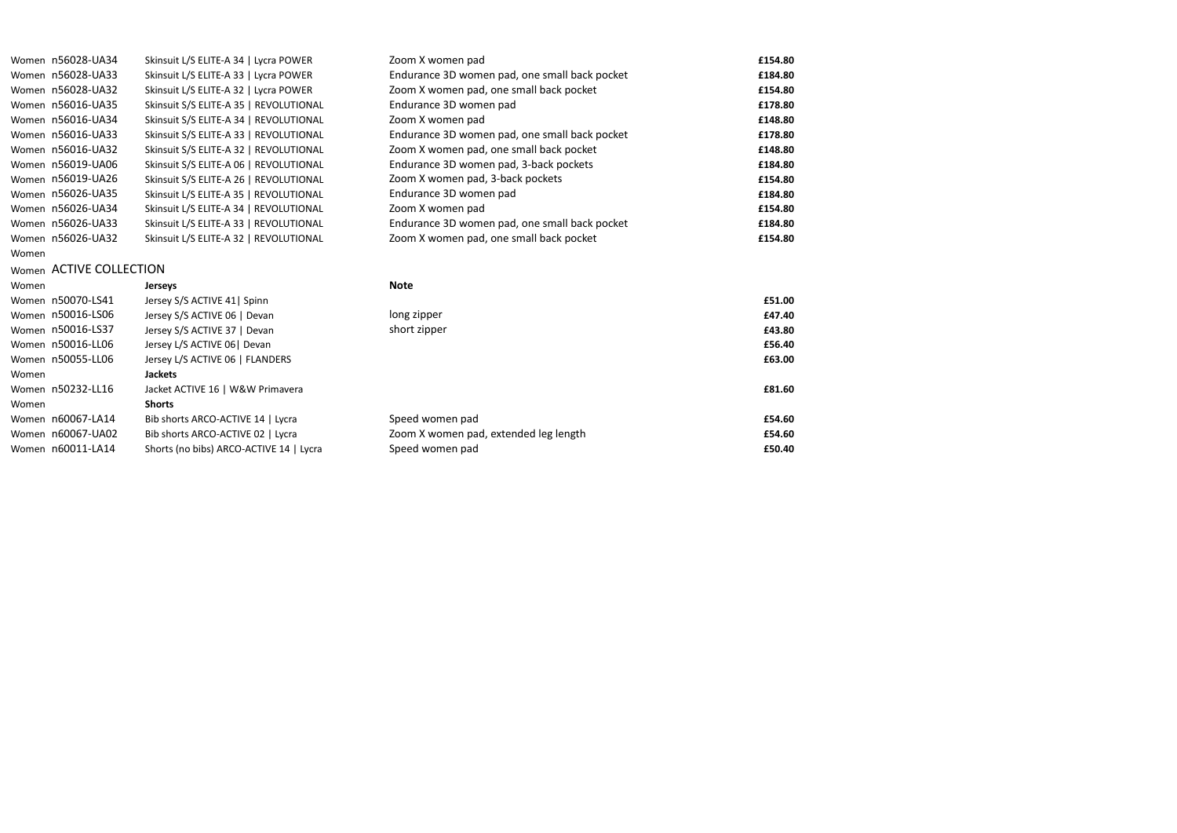| | | | | |
|---|---|---|---|---|
| Women | n56028-UA34 | Skinsuit L/S ELITE-A 34 \| Lycra POWER | Zoom X women pad | **£154.80** |
| Women | n56028-UA33 | Skinsuit L/S ELITE-A 33 \| Lycra POWER | Endurance 3D women pad, one small back pocket | **£184.80** |
| Women | n56028-UA32 | Skinsuit L/S ELITE-A 32 \| Lycra POWER | Zoom X women pad, one small back pocket | **£154.80** |
| Women | n56016-UA35 | Skinsuit S/S ELITE-A 35 \| REVOLUTIONAL | Endurance 3D women pad | **£178.80** |
| Women | n56016-UA34 | Skinsuit S/S ELITE-A 34 \| REVOLUTIONAL | Zoom X women pad | **£148.80** |
| Women | n56016-UA33 | Skinsuit S/S ELITE-A 33 \| REVOLUTIONAL | Endurance 3D women pad, one small back pocket | **£178.80** |
| Women | n56016-UA32 | Skinsuit S/S ELITE-A 32 \| REVOLUTIONAL | Zoom X women pad, one small back pocket | **£148.80** |
| Women | n56019-UA06 | Skinsuit S/S ELITE-A 06 \| REVOLUTIONAL | Endurance 3D women pad, 3-back pockets | **£184.80** |
| Women | n56019-UA26 | Skinsuit S/S ELITE-A 26 \| REVOLUTIONAL | Zoom X women pad, 3-back pockets | **£154.80** |
| Women | n56026-UA35 | Skinsuit L/S ELITE-A 35 \| REVOLUTIONAL | Endurance 3D women pad | **£184.80** |
| Women | n56026-UA34 | Skinsuit L/S ELITE-A 34 \| REVOLUTIONAL | Zoom X women pad | **£154.80** |
| Women | n56026-UA33 | Skinsuit L/S ELITE-A 33 \| REVOLUTIONAL | Endurance 3D women pad, one small back pocket | **£184.80** |
| Women | n56026-UA32 | Skinsuit L/S ELITE-A 32 \| REVOLUTIONAL | Zoom X women pad, one small back pocket | **£154.80** |
| Women | | | | |
| Women | ACTIVE COLLECTION | | | |
| Women | | **Jerseys** | **Note** | |
| Women | n50070-LS41 | Jersey S/S ACTIVE 41\| Spinn | | **£51.00** |
| Women | n50016-LS06 | Jersey S/S ACTIVE 06 \| Devan | long zipper | **£47.40** |
| Women | n50016-LS37 | Jersey S/S ACTIVE 37 \| Devan | short zipper | **£43.80** |
| Women | n50016-LL06 | Jersey L/S ACTIVE 06\| Devan | | **£56.40** |
| Women | n50055-LL06 | Jersey L/S ACTIVE 06 \| FLANDERS | | **£63.00** |
| Women | | **Jackets** | | |
| Women | n50232-LL16 | Jacket ACTIVE 16 \| W&W Primavera | | **£81.60** |
| Women | | **Shorts** | | |
| Women | n60067-LA14 | Bib shorts ARCO-ACTIVE 14 \| Lycra | Speed women pad | **£54.60** |
| Women | n60067-UA02 | Bib shorts ARCO-ACTIVE 02 \| Lycra | Zoom X women pad, extended leg length | **£54.60** |
| Women | n60011-LA14 | Shorts (no bibs) ARCO-ACTIVE 14 \| Lycra | Speed women pad | **£50.40** |